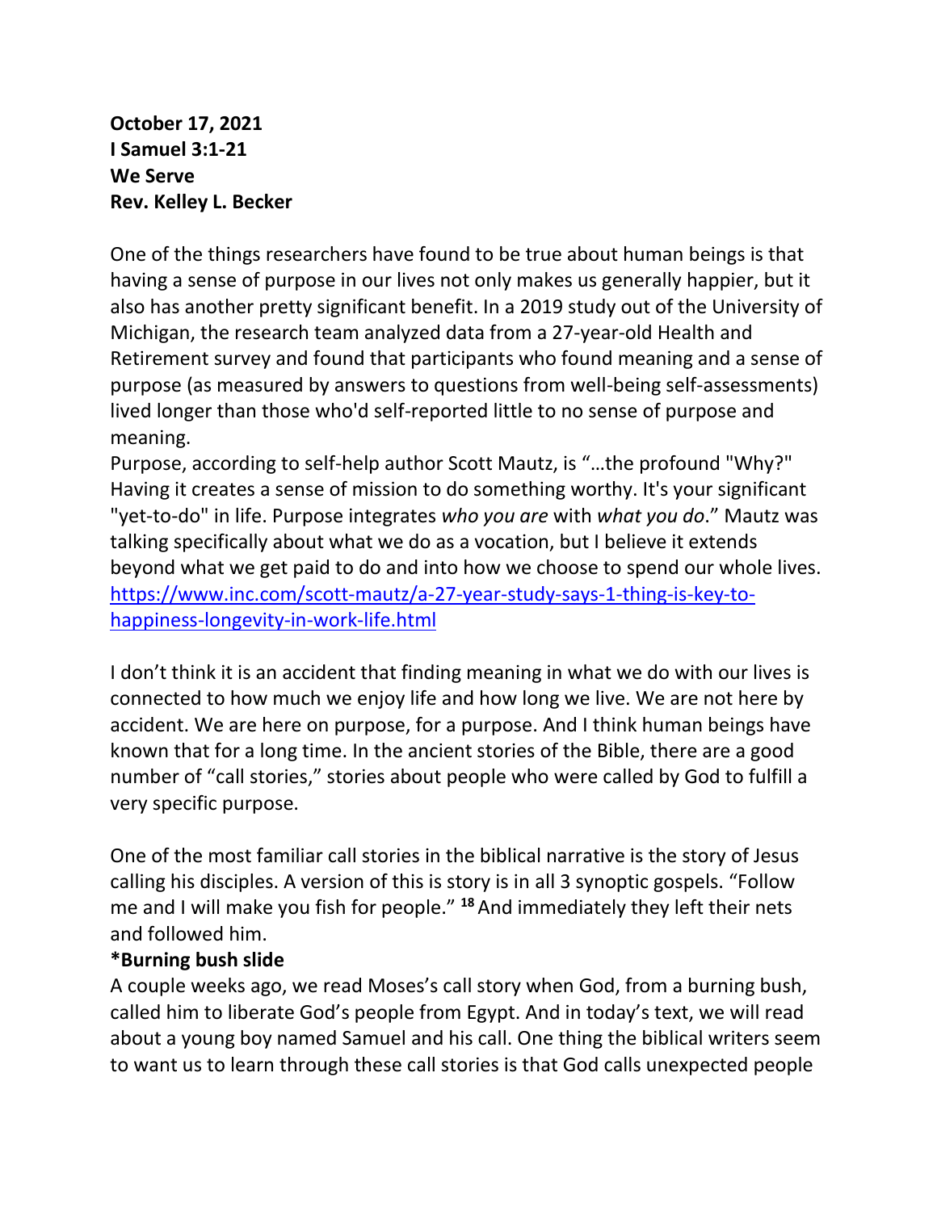**October 17, 2021**
**I Samuel 3:1-21**
**We Serve**
**Rev. Kelley L. Becker**

One of the things researchers have found to be true about human beings is that having a sense of purpose in our lives not only makes us generally happier, but it also has another pretty significant benefit. In a 2019 study out of the University of Michigan, the research team analyzed data from a 27-year-old Health and Retirement survey and found that participants who found meaning and a sense of purpose (as measured by answers to questions from well-being self-assessments) lived longer than those who'd self-reported little to no sense of purpose and meaning.
Purpose, according to self-help author Scott Mautz, is "…the profound "Why?" Having it creates a sense of mission to do something worthy. It's your significant "yet-to-do" in life. Purpose integrates *who you are* with *what you do*." Mautz was talking specifically about what we do as a vocation, but I believe it extends beyond what we get paid to do and into how we choose to spend our whole lives.
https://www.inc.com/scott-mautz/a-27-year-study-says-1-thing-is-key-to-happiness-longevity-in-work-life.html

I don't think it is an accident that finding meaning in what we do with our lives is connected to how much we enjoy life and how long we live. We are not here by accident. We are here on purpose, for a purpose. And I think human beings have known that for a long time. In the ancient stories of the Bible, there are a good number of "call stories," stories about people who were called by God to fulfill a very specific purpose.

One of the most familiar call stories in the biblical narrative is the story of Jesus calling his disciples. A version of this is story is in all 3 synoptic gospels. "Follow me and I will make you fish for people." [18] And immediately they left their nets and followed him.
**\*Burning bush slide**
A couple weeks ago, we read Moses's call story when God, from a burning bush, called him to liberate God's people from Egypt. And in today's text, we will read about a young boy named Samuel and his call. One thing the biblical writers seem to want us to learn through these call stories is that God calls unexpected people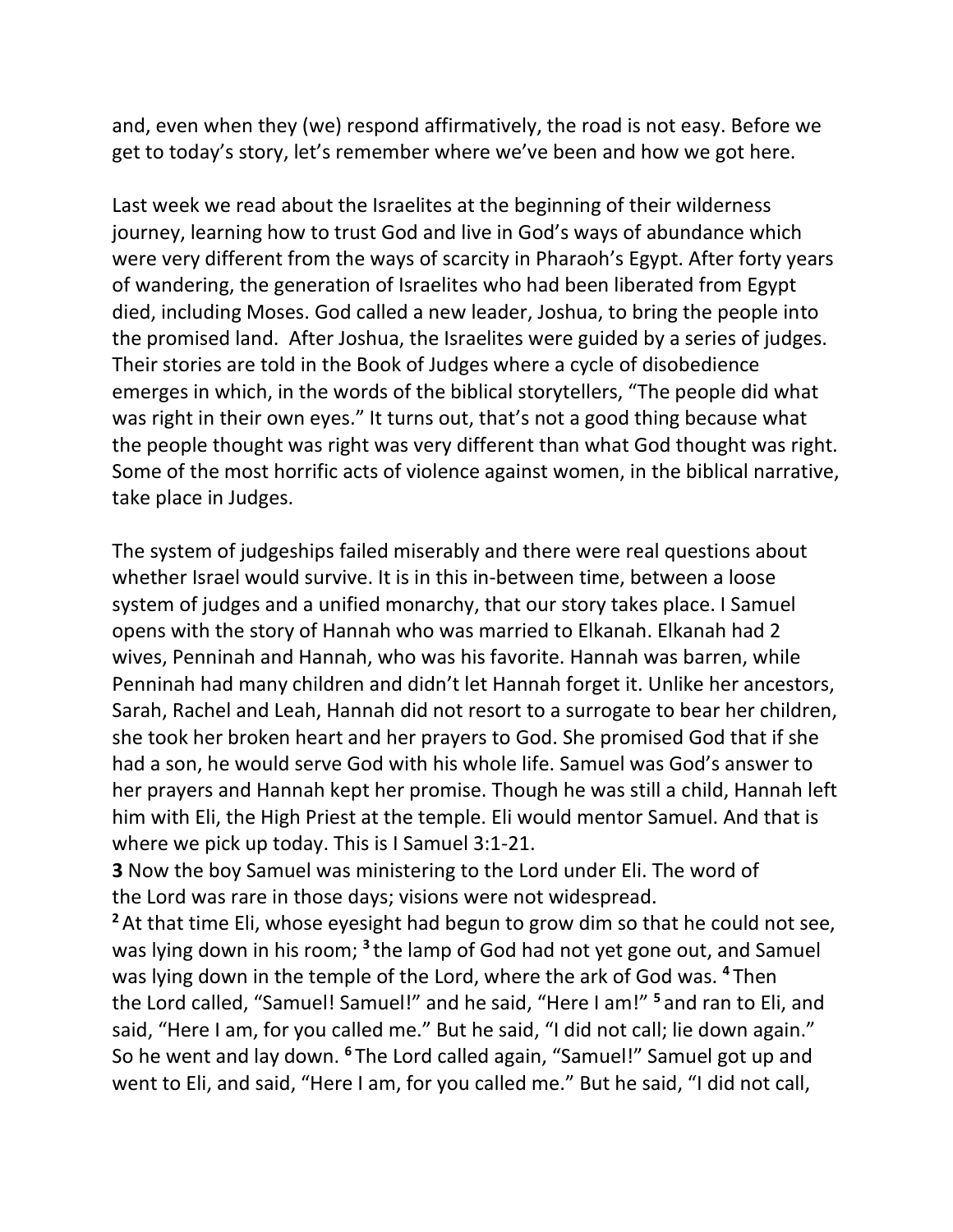and, even when they (we) respond affirmatively, the road is not easy. Before we get to today's story, let's remember where we've been and how we got here.

Last week we read about the Israelites at the beginning of their wilderness journey, learning how to trust God and live in God's ways of abundance which were very different from the ways of scarcity in Pharaoh's Egypt. After forty years of wandering, the generation of Israelites who had been liberated from Egypt died, including Moses. God called a new leader, Joshua, to bring the people into the promised land. After Joshua, the Israelites were guided by a series of judges. Their stories are told in the Book of Judges where a cycle of disobedience emerges in which, in the words of the biblical storytellers, "The people did what was right in their own eyes." It turns out, that's not a good thing because what the people thought was right was very different than what God thought was right. Some of the most horrific acts of violence against women, in the biblical narrative, take place in Judges.

The system of judgeships failed miserably and there were real questions about whether Israel would survive. It is in this in-between time, between a loose system of judges and a unified monarchy, that our story takes place. I Samuel opens with the story of Hannah who was married to Elkanah. Elkanah had 2 wives, Penninah and Hannah, who was his favorite. Hannah was barren, while Penninah had many children and didn't let Hannah forget it. Unlike her ancestors, Sarah, Rachel and Leah, Hannah did not resort to a surrogate to bear her children, she took her broken heart and her prayers to God. She promised God that if she had a son, he would serve God with his whole life. Samuel was God's answer to her prayers and Hannah kept her promise. Though he was still a child, Hannah left him with Eli, the High Priest at the temple. Eli would mentor Samuel. And that is where we pick up today. This is I Samuel 3:1-21.

**3** Now the boy Samuel was ministering to the Lord under Eli. The word of the Lord was rare in those days; visions were not widespread.
**2** At that time Eli, whose eyesight had begun to grow dim so that he could not see, was lying down in his room; **3** the lamp of God had not yet gone out, and Samuel was lying down in the temple of the Lord, where the ark of God was. **4** Then the Lord called, "Samuel! Samuel!" and he said, "Here I am!" **5** and ran to Eli, and said, "Here I am, for you called me." But he said, "I did not call; lie down again." So he went and lay down. **6** The Lord called again, "Samuel!" Samuel got up and went to Eli, and said, "Here I am, for you called me." But he said, "I did not call,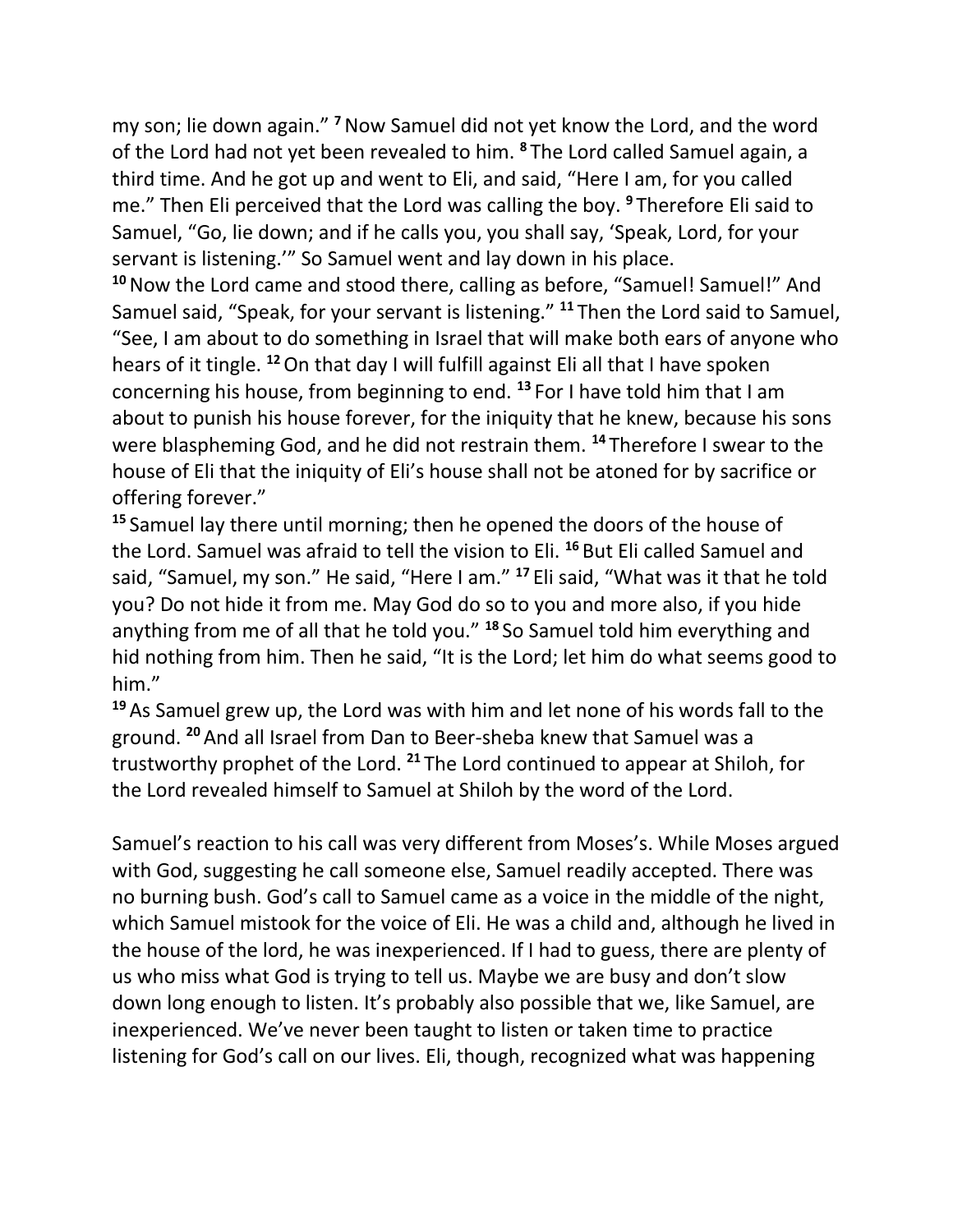my son; lie down again." [7] Now Samuel did not yet know the Lord, and the word of the Lord had not yet been revealed to him. [8] The Lord called Samuel again, a third time. And he got up and went to Eli, and said, "Here I am, for you called me." Then Eli perceived that the Lord was calling the boy. [9] Therefore Eli said to Samuel, "Go, lie down; and if he calls you, you shall say, 'Speak, Lord, for your servant is listening.'" So Samuel went and lay down in his place.

[10] Now the Lord came and stood there, calling as before, "Samuel! Samuel!" And Samuel said, "Speak, for your servant is listening." [11] Then the Lord said to Samuel, "See, I am about to do something in Israel that will make both ears of anyone who hears of it tingle. [12] On that day I will fulfill against Eli all that I have spoken concerning his house, from beginning to end. [13] For I have told him that I am about to punish his house forever, for the iniquity that he knew, because his sons were blaspheming God, and he did not restrain them. [14] Therefore I swear to the house of Eli that the iniquity of Eli's house shall not be atoned for by sacrifice or offering forever."

[15] Samuel lay there until morning; then he opened the doors of the house of the Lord. Samuel was afraid to tell the vision to Eli. [16] But Eli called Samuel and said, "Samuel, my son." He said, "Here I am." [17] Eli said, "What was it that he told you? Do not hide it from me. May God do so to you and more also, if you hide anything from me of all that he told you." [18] So Samuel told him everything and hid nothing from him. Then he said, "It is the Lord; let him do what seems good to him."

[19] As Samuel grew up, the Lord was with him and let none of his words fall to the ground. [20] And all Israel from Dan to Beer-sheba knew that Samuel was a trustworthy prophet of the Lord. [21] The Lord continued to appear at Shiloh, for the Lord revealed himself to Samuel at Shiloh by the word of the Lord.

Samuel's reaction to his call was very different from Moses's. While Moses argued with God, suggesting he call someone else, Samuel readily accepted. There was no burning bush. God's call to Samuel came as a voice in the middle of the night, which Samuel mistook for the voice of Eli. He was a child and, although he lived in the house of the lord, he was inexperienced. If I had to guess, there are plenty of us who miss what God is trying to tell us. Maybe we are busy and don't slow down long enough to listen. It's probably also possible that we, like Samuel, are inexperienced. We've never been taught to listen or taken time to practice listening for God's call on our lives. Eli, though, recognized what was happening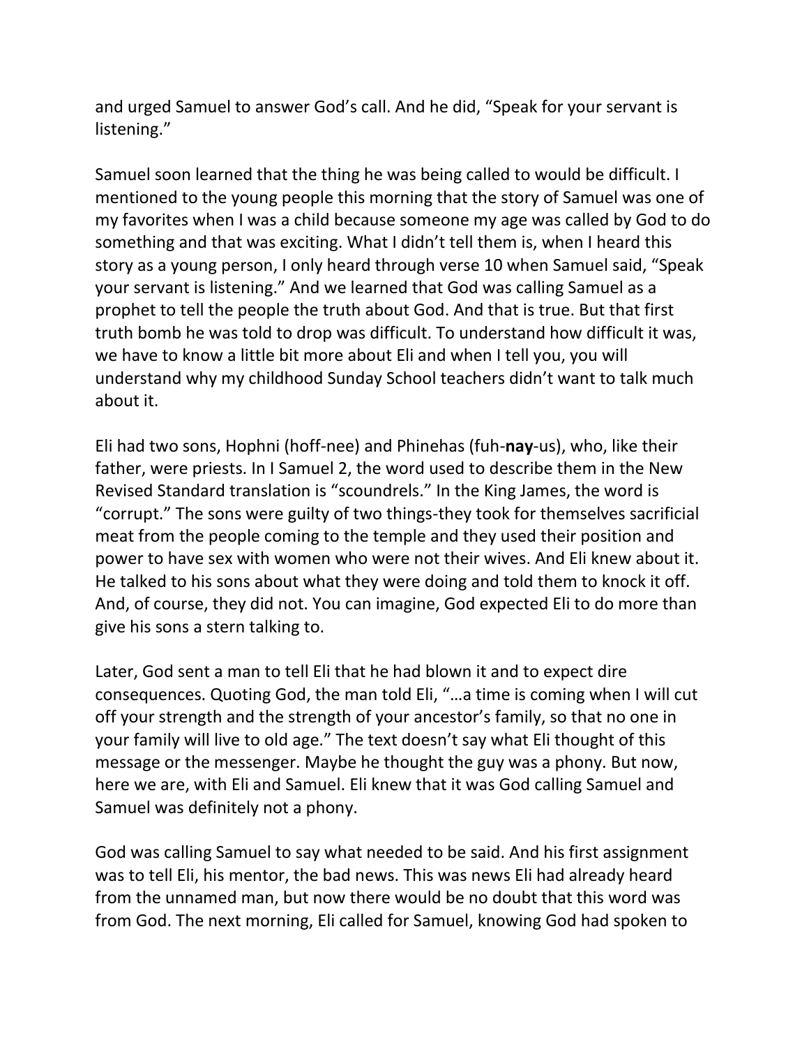and urged Samuel to answer God's call. And he did, "Speak for your servant is listening."

Samuel soon learned that the thing he was being called to would be difficult. I mentioned to the young people this morning that the story of Samuel was one of my favorites when I was a child because someone my age was called by God to do something and that was exciting. What I didn't tell them is, when I heard this story as a young person, I only heard through verse 10 when Samuel said, "Speak your servant is listening." And we learned that God was calling Samuel as a prophet to tell the people the truth about God. And that is true. But that first truth bomb he was told to drop was difficult. To understand how difficult it was, we have to know a little bit more about Eli and when I tell you, you will understand why my childhood Sunday School teachers didn't want to talk much about it.

Eli had two sons, Hophni (hoff-nee) and Phinehas (fuh-**nay**-us), who, like their father, were priests. In I Samuel 2, the word used to describe them in the New Revised Standard translation is "scoundrels." In the King James, the word is "corrupt." The sons were guilty of two things-they took for themselves sacrificial meat from the people coming to the temple and they used their position and power to have sex with women who were not their wives. And Eli knew about it. He talked to his sons about what they were doing and told them to knock it off. And, of course, they did not. You can imagine, God expected Eli to do more than give his sons a stern talking to.

Later, God sent a man to tell Eli that he had blown it and to expect dire consequences. Quoting God, the man told Eli, "…a time is coming when I will cut off your strength and the strength of your ancestor's family, so that no one in your family will live to old age." The text doesn't say what Eli thought of this message or the messenger. Maybe he thought the guy was a phony. But now, here we are, with Eli and Samuel. Eli knew that it was God calling Samuel and Samuel was definitely not a phony.

God was calling Samuel to say what needed to be said. And his first assignment was to tell Eli, his mentor, the bad news. This was news Eli had already heard from the unnamed man, but now there would be no doubt that this word was from God. The next morning, Eli called for Samuel, knowing God had spoken to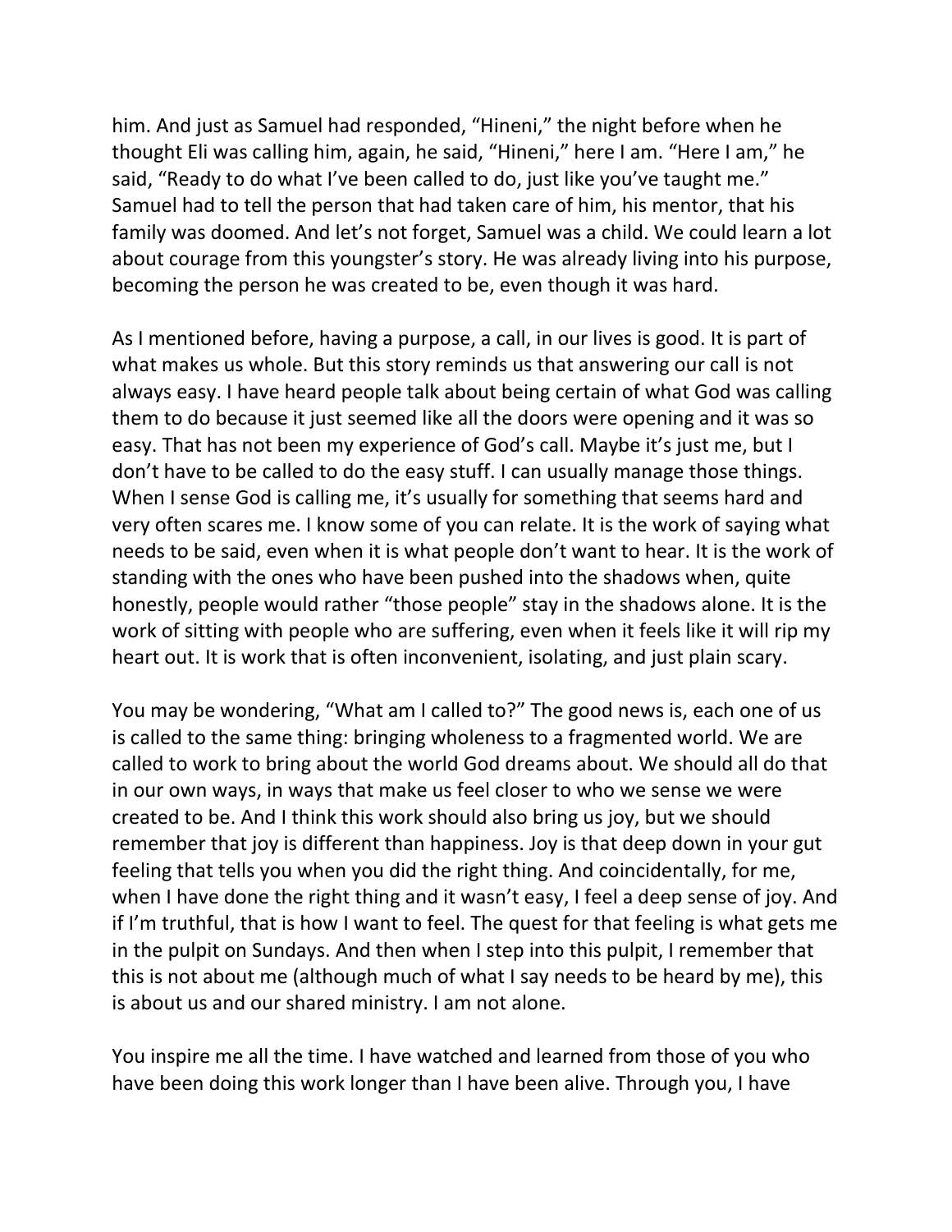him. And just as Samuel had responded, "Hineni," the night before when he thought Eli was calling him, again, he said, "Hineni," here I am. "Here I am," he said, "Ready to do what I've been called to do, just like you've taught me." Samuel had to tell the person that had taken care of him, his mentor, that his family was doomed. And let's not forget, Samuel was a child. We could learn a lot about courage from this youngster's story. He was already living into his purpose, becoming the person he was created to be, even though it was hard.

As I mentioned before, having a purpose, a call, in our lives is good. It is part of what makes us whole. But this story reminds us that answering our call is not always easy. I have heard people talk about being certain of what God was calling them to do because it just seemed like all the doors were opening and it was so easy. That has not been my experience of God's call. Maybe it's just me, but I don't have to be called to do the easy stuff. I can usually manage those things. When I sense God is calling me, it's usually for something that seems hard and very often scares me. I know some of you can relate. It is the work of saying what needs to be said, even when it is what people don't want to hear. It is the work of standing with the ones who have been pushed into the shadows when, quite honestly, people would rather "those people" stay in the shadows alone. It is the work of sitting with people who are suffering, even when it feels like it will rip my heart out. It is work that is often inconvenient, isolating, and just plain scary.

You may be wondering, "What am I called to?" The good news is, each one of us is called to the same thing: bringing wholeness to a fragmented world. We are called to work to bring about the world God dreams about. We should all do that in our own ways, in ways that make us feel closer to who we sense we were created to be. And I think this work should also bring us joy, but we should remember that joy is different than happiness. Joy is that deep down in your gut feeling that tells you when you did the right thing. And coincidentally, for me, when I have done the right thing and it wasn't easy, I feel a deep sense of joy. And if I'm truthful, that is how I want to feel. The quest for that feeling is what gets me in the pulpit on Sundays. And then when I step into this pulpit, I remember that this is not about me (although much of what I say needs to be heard by me), this is about us and our shared ministry. I am not alone.

You inspire me all the time. I have watched and learned from those of you who have been doing this work longer than I have been alive. Through you, I have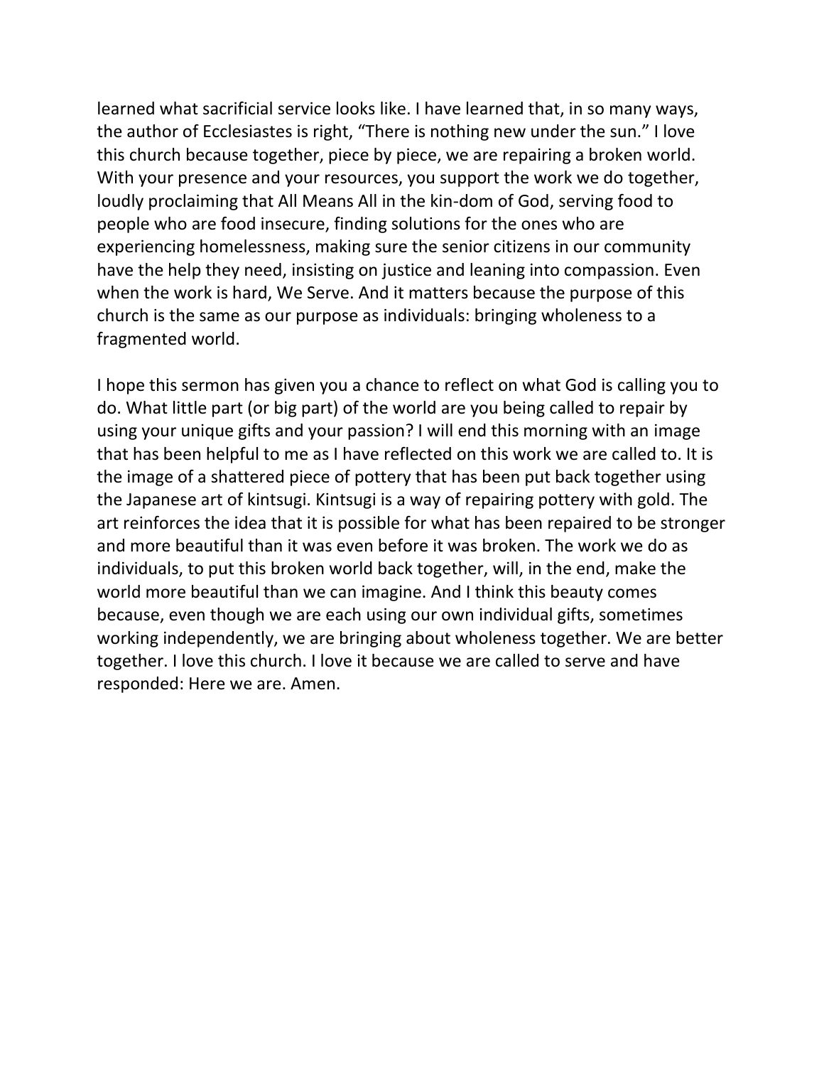learned what sacrificial service looks like. I have learned that, in so many ways, the author of Ecclesiastes is right, "There is nothing new under the sun." I love this church because together, piece by piece, we are repairing a broken world. With your presence and your resources, you support the work we do together, loudly proclaiming that All Means All in the kin-dom of God, serving food to people who are food insecure, finding solutions for the ones who are experiencing homelessness, making sure the senior citizens in our community have the help they need, insisting on justice and leaning into compassion. Even when the work is hard, We Serve. And it matters because the purpose of this church is the same as our purpose as individuals: bringing wholeness to a fragmented world.

I hope this sermon has given you a chance to reflect on what God is calling you to do. What little part (or big part) of the world are you being called to repair by using your unique gifts and your passion? I will end this morning with an image that has been helpful to me as I have reflected on this work we are called to. It is the image of a shattered piece of pottery that has been put back together using the Japanese art of kintsugi. Kintsugi is a way of repairing pottery with gold. The art reinforces the idea that it is possible for what has been repaired to be stronger and more beautiful than it was even before it was broken. The work we do as individuals, to put this broken world back together, will, in the end, make the world more beautiful than we can imagine. And I think this beauty comes because, even though we are each using our own individual gifts, sometimes working independently, we are bringing about wholeness together. We are better together. I love this church. I love it because we are called to serve and have responded: Here we are. Amen.